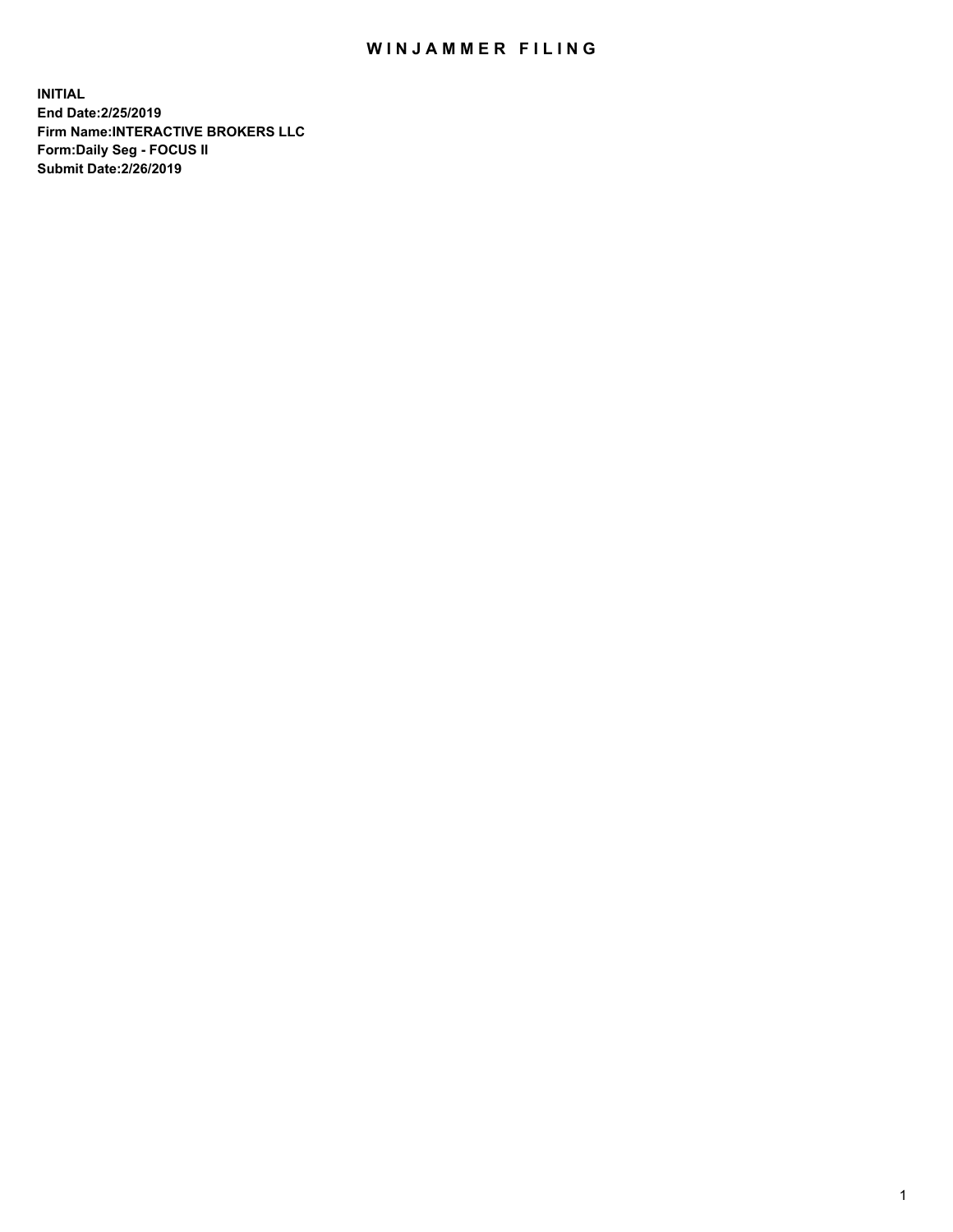# WINJAMMER FILING

**INITIAL**
**End Date:2/25/2019**
**Firm Name:INTERACTIVE BROKERS LLC**
**Form:Daily Seg - FOCUS II**
**Submit Date:2/26/2019**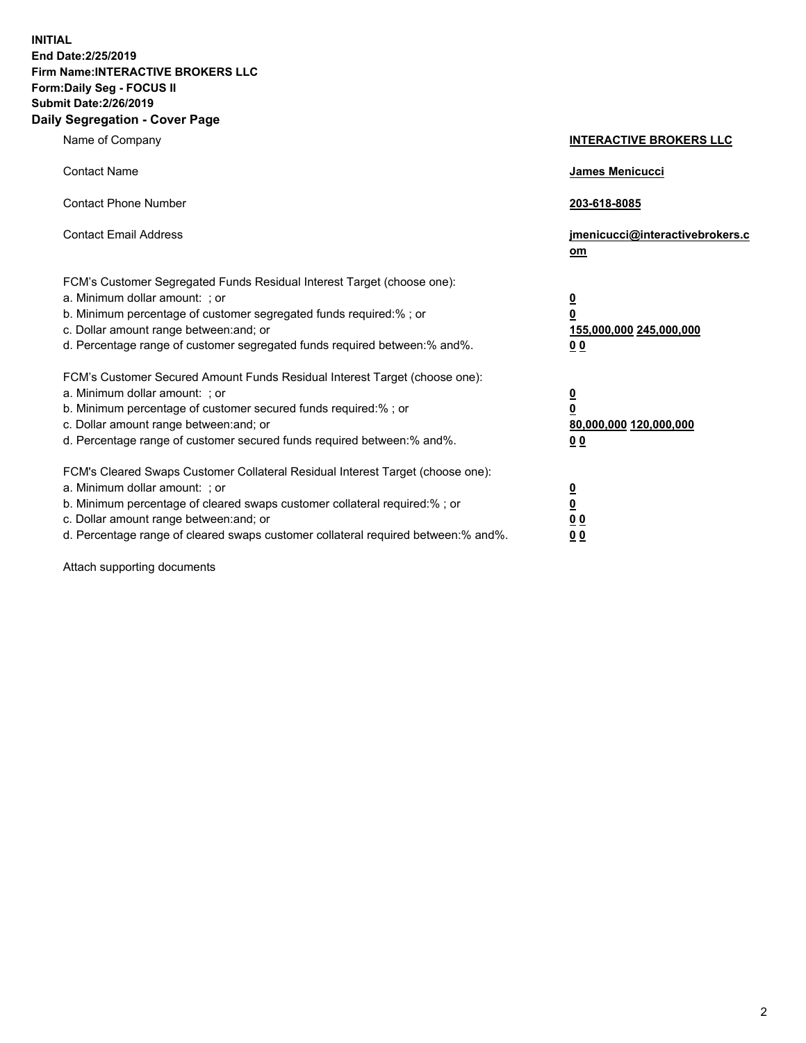**INITIAL**
**End Date:2/25/2019**
**Firm Name:INTERACTIVE BROKERS LLC**
**Form:Daily Seg - FOCUS II**
**Submit Date:2/26/2019**
**Daily Segregation - Cover Page**

| | |
|---|---|
| Name of Company | **INTERACTIVE BROKERS LLC** |
| Contact Name | **James Menicucci** |
| Contact Phone Number | **203-618-8085** |
| Contact Email Address | **jmenicucci@interactivebrokers.com** |
| FCM's Customer Segregated Funds Residual Interest Target (choose one): | |
| a. Minimum dollar amount: ; or | **0** |
| b. Minimum percentage of customer segregated funds required:% ; or | **0** |
| c. Dollar amount range between:and; or | **155,000,000 245,000,000** |
| d. Percentage range of customer segregated funds required between:% and%. | **0 0** |
| FCM's Customer Secured Amount Funds Residual Interest Target (choose one): | |
| a. Minimum dollar amount: ; or | **0** |
| b. Minimum percentage of customer secured funds required:% ; or | **0** |
| c. Dollar amount range between:and; or | **80,000,000 120,000,000** |
| d. Percentage range of customer secured funds required between:% and%. | **0 0** |
| FCM's Cleared Swaps Customer Collateral Residual Interest Target (choose one): | |
| a. Minimum dollar amount: ; or | **0** |
| b. Minimum percentage of cleared swaps customer collateral required:% ; or | **0** |
| c. Dollar amount range between:and; or | **0 0** |
| d. Percentage range of cleared swaps customer collateral required between:% and%. | **0 0** |

Attach supporting documents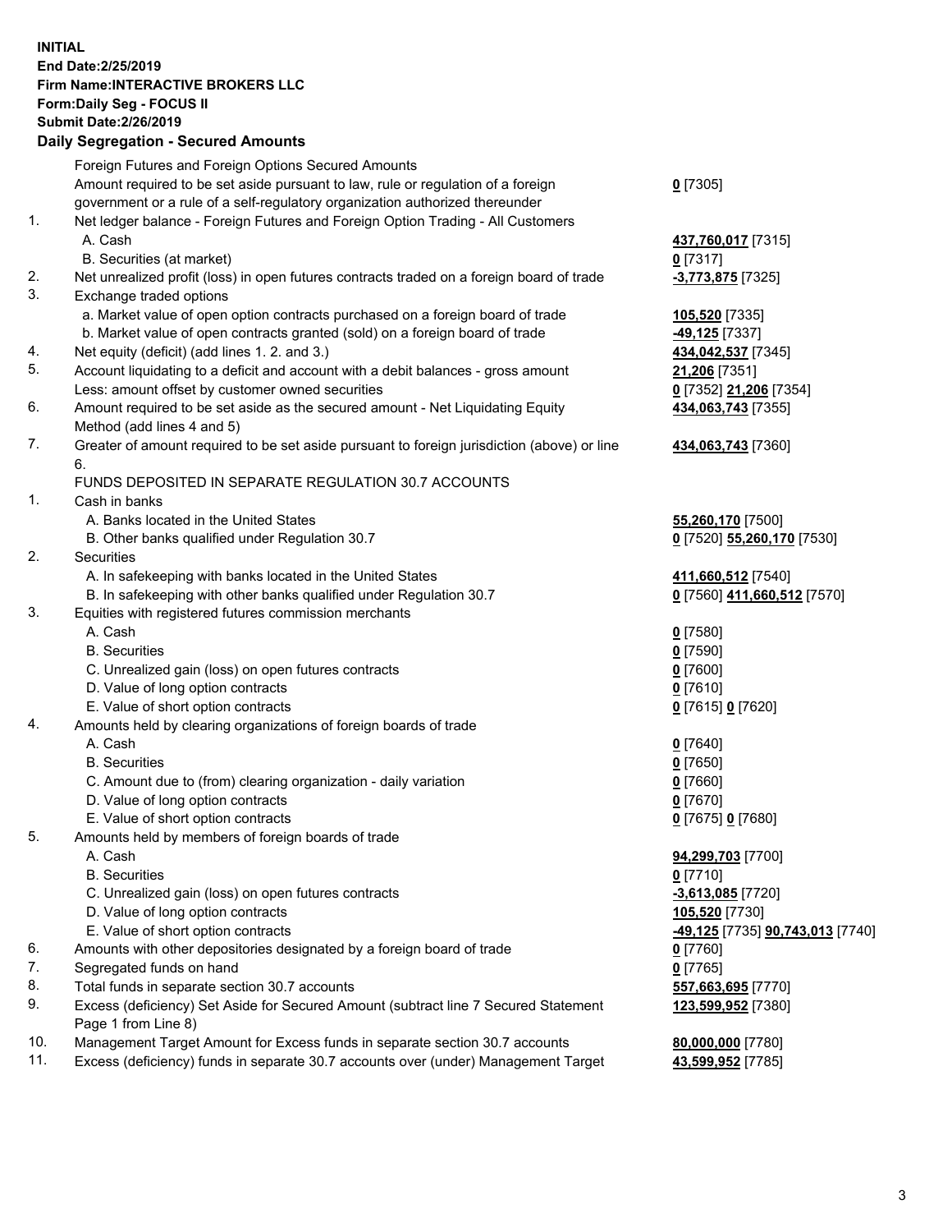**INITIAL**
**End Date:2/25/2019**
**Firm Name:INTERACTIVE BROKERS LLC**
**Form:Daily Seg - FOCUS II**
**Submit Date:2/26/2019**

**Daily Segregation - Secured Amounts**

| | | |
|---|---|---|
| | Foreign Futures and Foreign Options Secured Amounts | |
| | Amount required to be set aside pursuant to law, rule or regulation of a foreign government or a rule of a self-regulatory organization authorized thereunder | **0** [7305] |
| 1. | Net ledger balance - Foreign Futures and Foreign Option Trading - All Customers | |
| | A. Cash | **437,760,017** [7315] |
| | B. Securities (at market) | **0** [7317] |
| 2. | Net unrealized profit (loss) in open futures contracts traded on a foreign board of trade | **-3,773,875** [7325] |
| 3. | Exchange traded options | |
| | a. Market value of open option contracts purchased on a foreign board of trade | **105,520** [7335] |
| | b. Market value of open contracts granted (sold) on a foreign board of trade | **-49,125** [7337] |
| 4. | Net equity (deficit) (add lines 1. 2. and 3.) | **434,042,537** [7345] |
| 5. | Account liquidating to a deficit and account with a debit balances - gross amount | **21,206** [7351] |
| | Less: amount offset by customer owned securities | **0** [7352] **21,206** [7354] |
| 6. | Amount required to be set aside as the secured amount - Net Liquidating Equity Method (add lines 4 and 5) | **434,063,743** [7355] |
| 7. | Greater of amount required to be set aside pursuant to foreign jurisdiction (above) or line 6. | **434,063,743** [7360] |
| | FUNDS DEPOSITED IN SEPARATE REGULATION 30.7 ACCOUNTS | |
| 1. | Cash in banks | |
| | A. Banks located in the United States | **55,260,170** [7500] |
| | B. Other banks qualified under Regulation 30.7 | **0** [7520] **55,260,170** [7530] |
| 2. | Securities | |
| | A. In safekeeping with banks located in the United States | **411,660,512** [7540] |
| | B. In safekeeping with other banks qualified under Regulation 30.7 | **0** [7560] **411,660,512** [7570] |
| 3. | Equities with registered futures commission merchants | |
| | A. Cash | **0** [7580] |
| | B. Securities | **0** [7590] |
| | C. Unrealized gain (loss) on open futures contracts | **0** [7600] |
| | D. Value of long option contracts | **0** [7610] |
| | E. Value of short option contracts | **0** [7615] **0** [7620] |
| 4. | Amounts held by clearing organizations of foreign boards of trade | |
| | A. Cash | **0** [7640] |
| | B. Securities | **0** [7650] |
| | C. Amount due to (from) clearing organization - daily variation | **0** [7660] |
| | D. Value of long option contracts | **0** [7670] |
| | E. Value of short option contracts | **0** [7675] **0** [7680] |
| 5. | Amounts held by members of foreign boards of trade | |
| | A. Cash | **94,299,703** [7700] |
| | B. Securities | **0** [7710] |
| | C. Unrealized gain (loss) on open futures contracts | **-3,613,085** [7720] |
| | D. Value of long option contracts | **105,520** [7730] |
| | E. Value of short option contracts | **-49,125** [7735] **90,743,013** [7740] |
| 6. | Amounts with other depositories designated by a foreign board of trade | **0** [7760] |
| 7. | Segregated funds on hand | **0** [7765] |
| 8. | Total funds in separate section 30.7 accounts | **557,663,695** [7770] |
| 9. | Excess (deficiency) Set Aside for Secured Amount (subtract line 7 Secured Statement Page 1 from Line 8) | **123,599,952** [7380] |
| 10. | Management Target Amount for Excess funds in separate section 30.7 accounts | **80,000,000** [7780] |
| 11. | Excess (deficiency) funds in separate 30.7 accounts over (under) Management Target | **43,599,952** [7785] |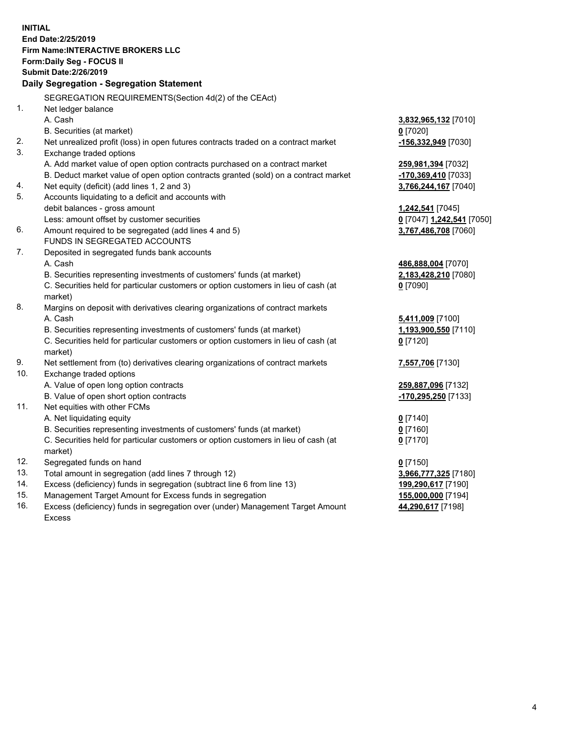**INITIAL**
**End Date:2/25/2019**
**Firm Name:INTERACTIVE BROKERS LLC**
**Form:Daily Seg - FOCUS II**
**Submit Date:2/26/2019**

## Daily Segregation - Segregation Statement

SEGREGATION REQUIREMENTS(Section 4d(2) of the CEAct)

| | | |
|---|---|---|
| 1. | Net ledger balance | |
| | A. Cash | **3,832,965,132** [7010] |
| | B. Securities (at market) | **0** [7020] |
| 2. | Net unrealized profit (loss) in open futures contracts traded on a contract market | **-156,332,949** [7030] |
| 3. | Exchange traded options | |
| | A. Add market value of open option contracts purchased on a contract market | **259,981,394** [7032] |
| | B. Deduct market value of open option contracts granted (sold) on a contract market | **-170,369,410** [7033] |
| 4. | Net equity (deficit) (add lines 1, 2 and 3) | **3,766,244,167** [7040] |
| 5. | Accounts liquidating to a deficit and accounts with debit balances - gross amount | **1,242,541** [7045] |
| | Less: amount offset by customer securities | **0** [7047] **1,242,541** [7050] |
| 6. | Amount required to be segregated (add lines 4 and 5) | **3,767,486,708** [7060] |
| | FUNDS IN SEGREGATED ACCOUNTS | |
| 7. | Deposited in segregated funds bank accounts | |
| | A. Cash | **486,888,004** [7070] |
| | B. Securities representing investments of customers' funds (at market) | **2,183,428,210** [7080] |
| | C. Securities held for particular customers or option customers in lieu of cash (at market) | **0** [7090] |
| 8. | Margins on deposit with derivatives clearing organizations of contract markets | |
| | A. Cash | **5,411,009** [7100] |
| | B. Securities representing investments of customers' funds (at market) | **1,193,900,550** [7110] |
| | C. Securities held for particular customers or option customers in lieu of cash (at market) | **0** [7120] |
| 9. | Net settlement from (to) derivatives clearing organizations of contract markets | **7,557,706** [7130] |
| 10. | Exchange traded options | |
| | A. Value of open long option contracts | **259,887,096** [7132] |
| | B. Value of open short option contracts | **-170,295,250** [7133] |
| 11. | Net equities with other FCMs | |
| | A. Net liquidating equity | **0** [7140] |
| | B. Securities representing investments of customers' funds (at market) | **0** [7160] |
| | C. Securities held for particular customers or option customers in lieu of cash (at market) | **0** [7170] |
| 12. | Segregated funds on hand | **0** [7150] |
| 13. | Total amount in segregation (add lines 7 through 12) | **3,966,777,325** [7180] |
| 14. | Excess (deficiency) funds in segregation (subtract line 6 from line 13) | **199,290,617** [7190] |
| 15. | Management Target Amount for Excess funds in segregation | **155,000,000** [7194] |
| 16. | Excess (deficiency) funds in segregation over (under) Management Target Amount Excess | **44,290,617** [7198] |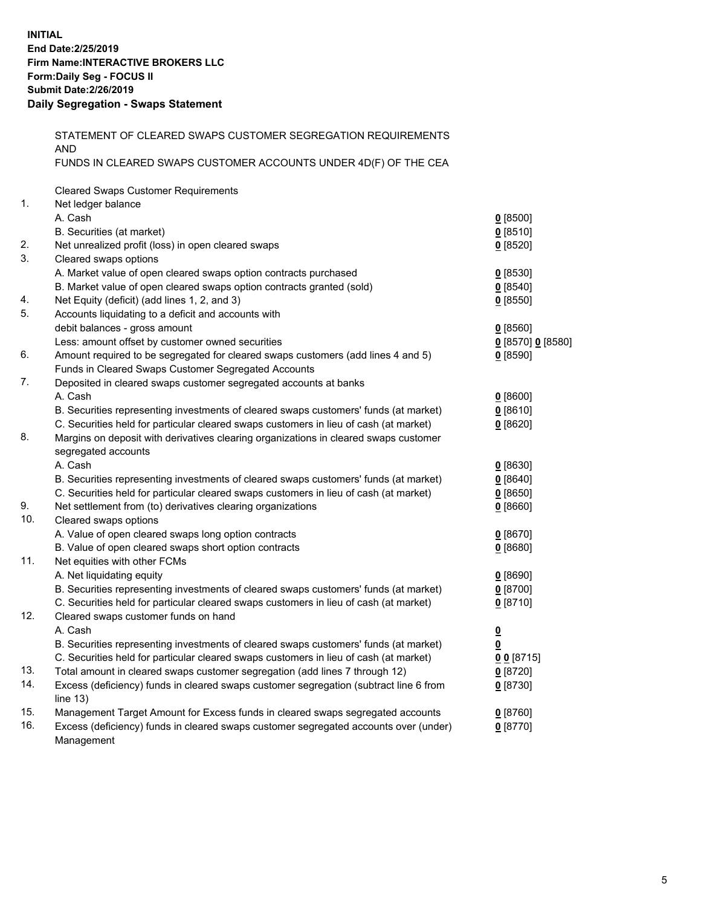**INITIAL**
**End Date:2/25/2019**
**Firm Name:INTERACTIVE BROKERS LLC**
**Form:Daily Seg - FOCUS II**
**Submit Date:2/26/2019**
**Daily Segregation - Swaps Statement**

STATEMENT OF CLEARED SWAPS CUSTOMER SEGREGATION REQUIREMENTS AND FUNDS IN CLEARED SWAPS CUSTOMER ACCOUNTS UNDER 4D(F) OF THE CEA

| | | |
|---|---|---|
| | Cleared Swaps Customer Requirements | |
| 1. | Net ledger balance | |
| | A. Cash | 0 [8500] |
| | B. Securities (at market) | 0 [8510] |
| 2. | Net unrealized profit (loss) in open cleared swaps | 0 [8520] |
| 3. | Cleared swaps options | |
| | A. Market value of open cleared swaps option contracts purchased | 0 [8530] |
| | B. Market value of open cleared swaps option contracts granted (sold) | 0 [8540] |
| 4. | Net Equity (deficit) (add lines 1, 2, and 3) | 0 [8550] |
| 5. | Accounts liquidating to a deficit and accounts with debit balances - gross amount | 0 [8560] |
| | Less: amount offset by customer owned securities | 0 [8570] 0 [8580] |
| 6. | Amount required to be segregated for cleared swaps customers (add lines 4 and 5) | 0 [8590] |
| | Funds in Cleared Swaps Customer Segregated Accounts | |
| 7. | Deposited in cleared swaps customer segregated accounts at banks | |
| | A. Cash | 0 [8600] |
| | B. Securities representing investments of cleared swaps customers' funds (at market) | 0 [8610] |
| | C. Securities held for particular cleared swaps customers in lieu of cash (at market) | 0 [8620] |
| 8. | Margins on deposit with derivatives clearing organizations in cleared swaps customer segregated accounts | |
| | A. Cash | 0 [8630] |
| | B. Securities representing investments of cleared swaps customers' funds (at market) | 0 [8640] |
| | C. Securities held for particular cleared swaps customers in lieu of cash (at market) | 0 [8650] |
| 9. | Net settlement from (to) derivatives clearing organizations | 0 [8660] |
| 10. | Cleared swaps options | |
| | A. Value of open cleared swaps long option contracts | 0 [8670] |
| | B. Value of open cleared swaps short option contracts | 0 [8680] |
| 11. | Net equities with other FCMs | |
| | A. Net liquidating equity | 0 [8690] |
| | B. Securities representing investments of cleared swaps customers' funds (at market) | 0 [8700] |
| | C. Securities held for particular cleared swaps customers in lieu of cash (at market) | 0 [8710] |
| 12. | Cleared swaps customer funds on hand | |
| | A. Cash | 0 |
| | B. Securities representing investments of cleared swaps customers' funds (at market) | 0 |
| | C. Securities held for particular cleared swaps customers in lieu of cash (at market) | 0 0 [8715] |
| 13. | Total amount in cleared swaps customer segregation (add lines 7 through 12) | 0 [8720] |
| 14. | Excess (deficiency) funds in cleared swaps customer segregation (subtract line 6 from line 13) | 0 [8730] |
| 15. | Management Target Amount for Excess funds in cleared swaps segregated accounts | 0 [8760] |
| 16. | Excess (deficiency) funds in cleared swaps customer segregated accounts over (under) Management | 0 [8770] |